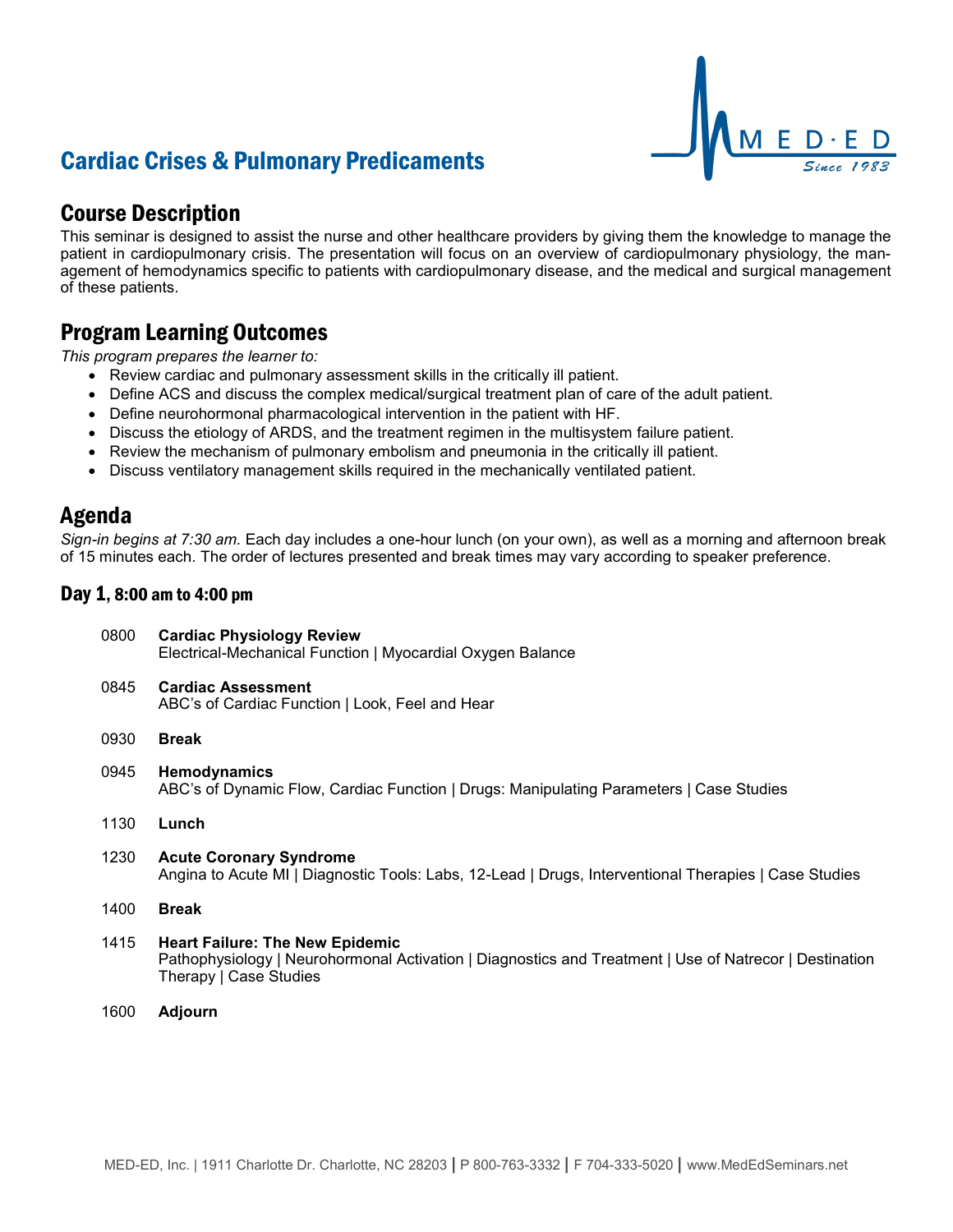# Cardiac Crises & Pulmonary Predicaments

## Course Description

This seminar is designed to assist the nurse and other healthcare providers by giving them the knowledge to manage the patient in cardiopulmonary crisis. The presentation will focus on an overview of cardiopulmonary physiology, the management of hemodynamics specific to patients with cardiopulmonary disease, and the medical and surgical management of these patients.

## Program Learning Outcomes

*This program prepares the learner to:*

- Review cardiac and pulmonary assessment skills in the critically ill patient.
- Define ACS and discuss the complex medical/surgical treatment plan of care of the adult patient.
- Define neurohormonal pharmacological intervention in the patient with HF.
- Discuss the etiology of ARDS, and the treatment regimen in the multisystem failure patient.
- Review the mechanism of pulmonary embolism and pneumonia in the critically ill patient.
- Discuss ventilatory management skills required in the mechanically ventilated patient.

## Agenda

*Sign-in begins at 7:30 am.* Each day includes a one-hour lunch (on your own), as well as a morning and afternoon break of 15 minutes each. The order of lectures presented and break times may vary according to speaker preference.

### Day 1, 8:00 am to 4:00 pm

0800 **Cardiac Physiology Review**
Electrical-Mechanical Function | Myocardial Oxygen Balance

0845 **Cardiac Assessment**
ABC's of Cardiac Function | Look, Feel and Hear

0930 **Break**

0945 **Hemodynamics**
ABC's of Dynamic Flow, Cardiac Function | Drugs: Manipulating Parameters | Case Studies

1130 **Lunch**

1230 **Acute Coronary Syndrome**
Angina to Acute MI | Diagnostic Tools: Labs, 12-Lead | Drugs, Interventional Therapies | Case Studies

1400 **Break**

1415 **Heart Failure: The New Epidemic**
Pathophysiology | Neurohormonal Activation | Diagnostics and Treatment | Use of Natrecor | Destination Therapy | Case Studies

1600 **Adjourn**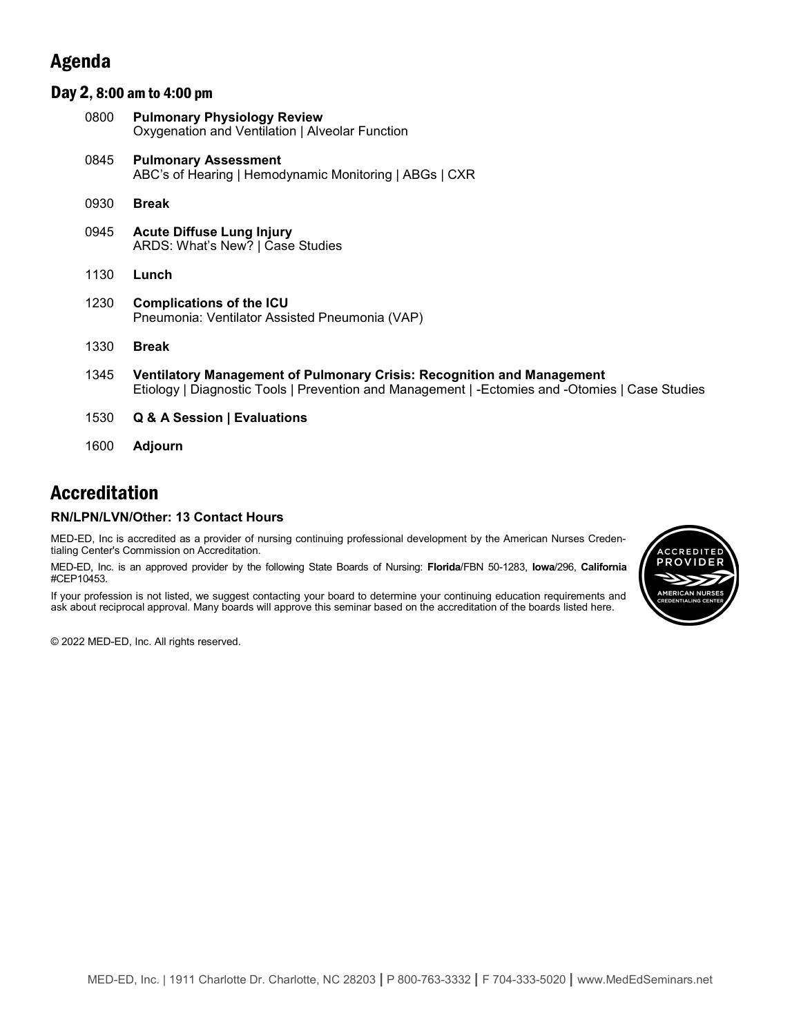# Agenda

## Day 2, 8:00 am to 4:00 pm

0800 **Pulmonary Physiology Review**
Oxygenation and Ventilation | Alveolar Function

0845 **Pulmonary Assessment**
ABC's of Hearing | Hemodynamic Monitoring | ABGs | CXR

0930 **Break**

0945 **Acute Diffuse Lung Injury**
ARDS: What's New? | Case Studies

1130 **Lunch**

1230 **Complications of the ICU**
Pneumonia: Ventilator Assisted Pneumonia (VAP)

1330 **Break**

1345 **Ventilatory Management of Pulmonary Crisis: Recognition and Management**
Etiology | Diagnostic Tools | Prevention and Management | -Ectomies and -Otomies | Case Studies

1530 **Q & A Session | Evaluations**

1600 **Adjourn**

# Accreditation

**RN/LPN/LVN/Other: 13 Contact Hours**

MED-ED, Inc is accredited as a provider of nursing continuing professional development by the American Nurses Credentialing Center's Commission on Accreditation.

MED-ED, Inc. is an approved provider by the following State Boards of Nursing: **Florida**/FBN 50-1283, **Iowa**/296, **California** #CEP10453.

If your profession is not listed, we suggest contacting your board to determine your continuing education requirements and ask about reciprocal approval. Many boards will approve this seminar based on the accreditation of the boards listed here.

ACCREDITED PROVIDER
AMERICAN NURSES CREDENTIALING CENTER

© 2022 MED-ED, Inc. All rights reserved.

MED-ED, Inc. | 1911 Charlotte Dr. Charlotte, NC 28203 | P 800-763-3332 | F 704-333-5020 | www.MedEdSeminars.net